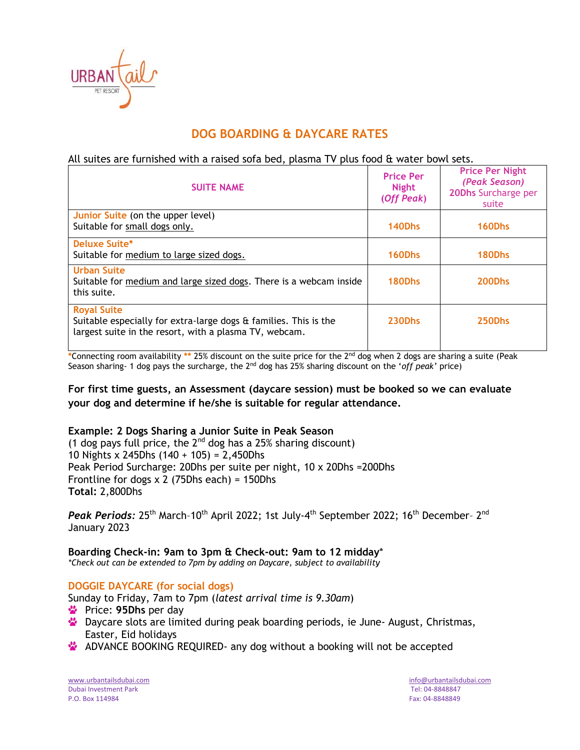URBAN tail
PET RESORT

# DOG BOARDING & DAYCARE RATES

All suites are furnished with a raised sofa bed, plasma TV plus food & water bowl sets.

| SUITE NAME | Price Per Night (*Off Peak*) | Price Per Night (*Peak Season*) **20Dhs** Surcharge per suite |
|---|---|---|
| Junior Suite (on the upper level)<br>Suitable for small dogs only. | **140Dhs** | **160Dhs** |
| Deluxe Suite*<br>Suitable for medium to large sized dogs. | **160Dhs** | **180Dhs** |
| Urban Suite<br>Suitable for medium and large sized dogs. There is a webcam inside this suite. | **180Dhs** | **200Dhs** |
| Royal Suite<br>Suitable especially for extra-large dogs & families. This is the largest suite in the resort, with a plasma TV, webcam. | **230Dhs** | **250Dhs** |

*Connecting room availability ** 25% discount on the suite price for the 2nd dog when 2 dogs are sharing a suite (Peak Season sharing- 1 dog pays the surcharge, the 2nd dog has 25% sharing discount on the '*off peak'* price)

**For first time guests, an Assessment (daycare session) must be booked so we can evaluate your dog and determine if he/she is suitable for regular attendance.**

**Example: 2 Dogs Sharing a Junior Suite in Peak Season**
(1 dog pays full price, the 2nd dog has a 25% sharing discount)
10 Nights x 245Dhs (140 + 105) = 2,450Dhs
Peak Period Surcharge: 20Dhs per suite per night, 10 x 20Dhs =200Dhs
Frontline for dogs x 2 (75Dhs each) = 150Dhs
**Total:** 2,800Dhs

***Peak Periods:*** 25th March–10th April 2022; 1st July-4th September 2022; 16th December– 2nd January 2023

**Boarding Check-in: 9am to 3pm & Check-out: 9am to 12 midday***
*\*Check out can be extended to 7pm by adding on Daycare, subject to availability*

## DOGGIE DAYCARE (for social dogs)

Sunday to Friday, 7am to 7pm (*latest arrival time is 9.30am*)

- Price: **95Dhs** per day
- Daycare slots are limited during peak boarding periods, ie June- August, Christmas, Easter, Eid holidays
- ADVANCE BOOKING REQUIRED- any dog without a booking will not be accepted

www.urbantailsdubai.com
Dubai Investment Park
P.O. Box 114984

info@urbantailsdubai.com
Tel: 04-8848847
Fax: 04-8848849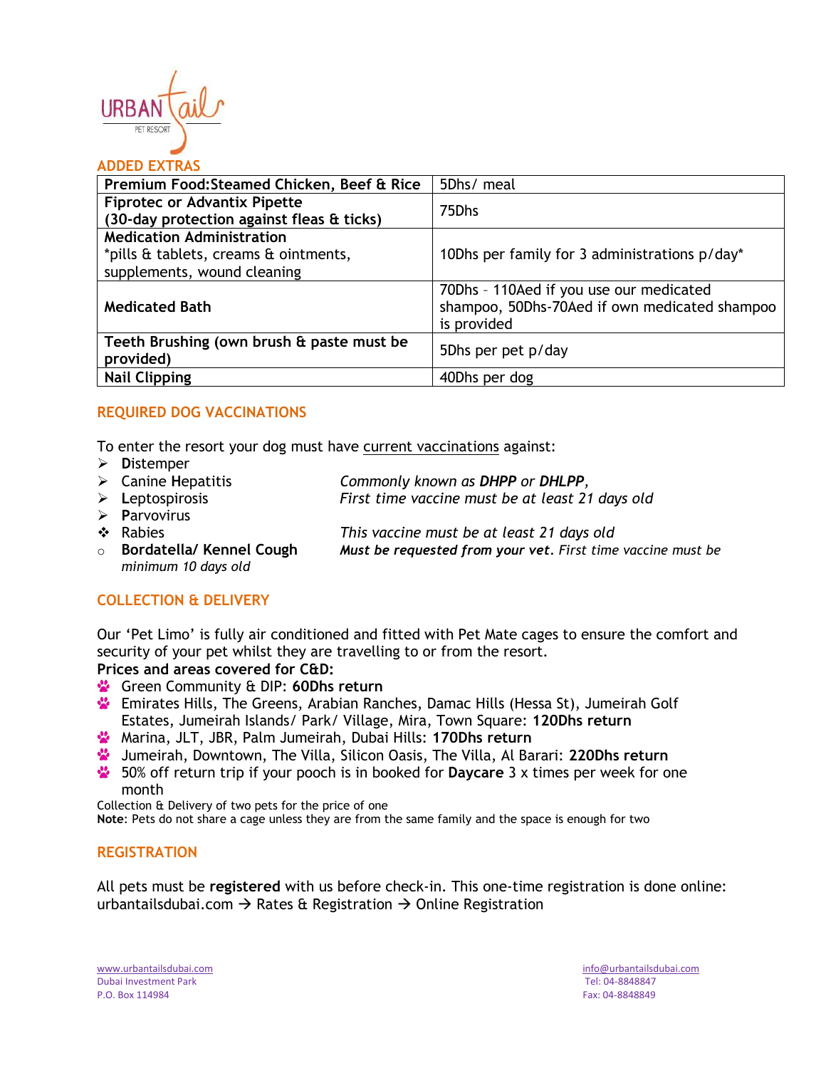## ADDED EXTRAS

| | |
|---|---|
| **Premium Food:Steamed Chicken, Beef & Rice** | 5Dhs/ meal |
| **Fiprotec or Advantix Pipette (30-day protection against fleas & ticks)** | 75Dhs |
| **Medication Administration** *pills & tablets, creams & ointments, supplements, wound cleaning | 10Dhs per family for 3 administrations p/day* |
| **Medicated Bath** | 70Dhs – 110Aed if you use our medicated shampoo, 50Dhs-70Aed if own medicated shampoo is provided |
| **Teeth Brushing (own brush & paste must be provided)** | 5Dhs per pet p/day |
| **Nail Clipping** | 40Dhs per dog |

## REQUIRED DOG VACCINATIONS

To enter the resort your dog must have current vaccinations against:

- **D**istemper
- Canine **H**epatitis
- **L**eptospirosis
- **P**arvovirus

*Commonly known as **DHPP** or **DHLPP**,*
*First time vaccine must be at least 21 days old*

- Rabies — *This vaccine must be at least 21 days old*
- **Bordatella/ Kennel Cough** — ***Must be requested from your vet.** First time vaccine must be minimum 10 days old*

## COLLECTION & DELIVERY

Our 'Pet Limo' is fully air conditioned and fitted with Pet Mate cages to ensure the comfort and security of your pet whilst they are travelling to or from the resort.

**Prices and areas covered for C&D:**

- Green Community & DIP: **60Dhs return**
- Emirates Hills, The Greens, Arabian Ranches, Damac Hills (Hessa St), Jumeirah Golf Estates, Jumeirah Islands/ Park/ Village, Mira, Town Square: **120Dhs return**
- Marina, JLT, JBR, Palm Jumeirah, Dubai Hills: **170Dhs return**
- Jumeirah, Downtown, The Villa, Silicon Oasis, The Villa, Al Barari: **220Dhs return**
- 50% off return trip if your pooch is in booked for **Daycare** 3 x times per week for one month

Collection & Delivery of two pets for the price of one

**Note**: Pets do not share a cage unless they are from the same family and the space is enough for two

## REGISTRATION

All pets must be **registered** with us before check-in. This one-time registration is done online: urbantailsdubai.com → Rates & Registration → Online Registration

www.urbantailsdubai.com
Dubai Investment Park
P.O. Box 114984

info@urbantailsdubai.com
Tel: 04-8848847
Fax: 04-8848849